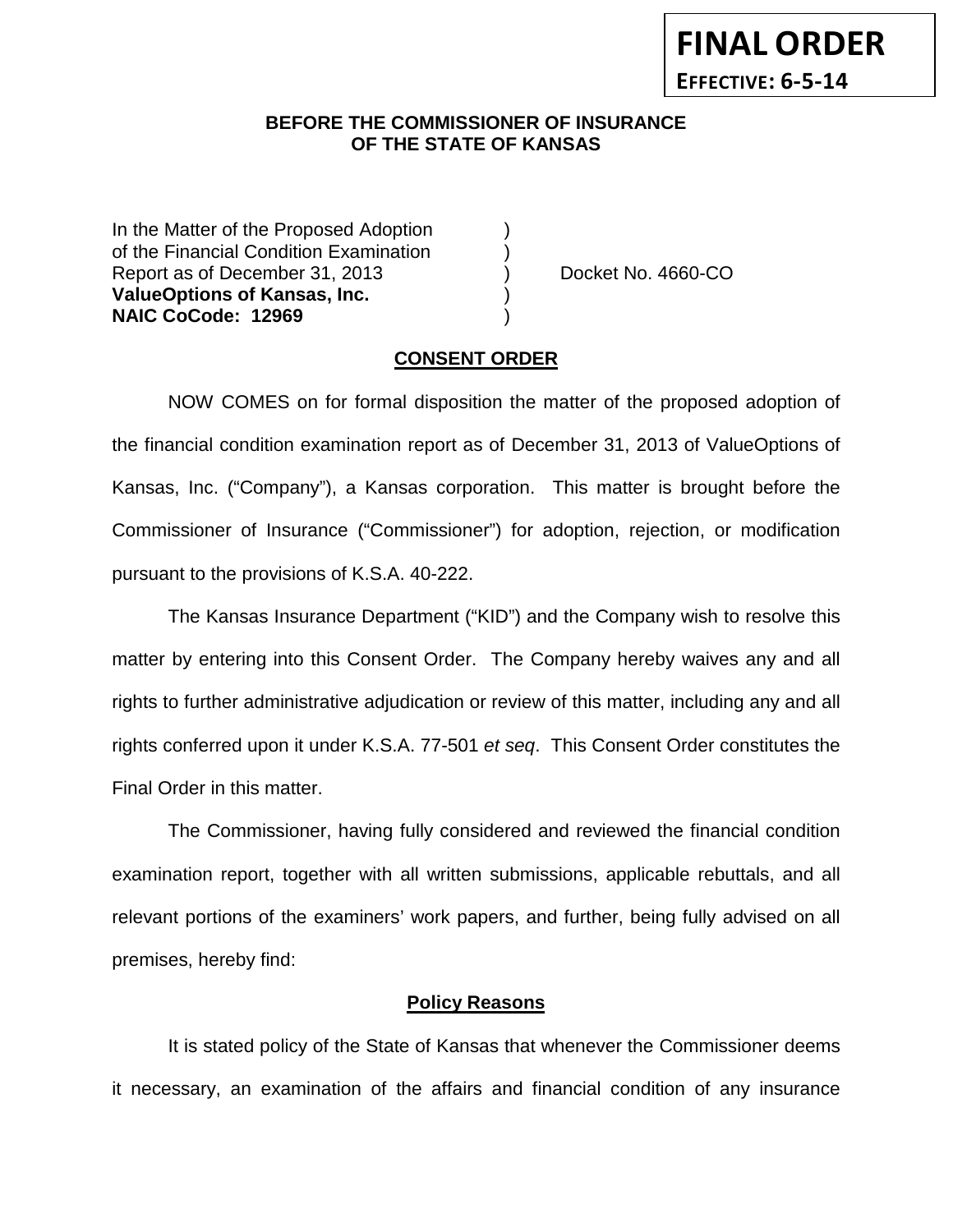**FINAL ORDER**

**EFFECTIVE: 6-5-14**

**BEFORE THE COMMISSIONER OF INSURANCE OF THE STATE OF KANSAS**

| | | |
|---|---|---|
| In the Matter of the Proposed Adoption | ) | |
| of the Financial Condition Examination | ) | |
| Report as of December 31, 2013 | ) | Docket No. 4660-CO |
| **ValueOptions of Kansas, Inc.** | ) | |
| **NAIC CoCode: 12969** | ) | |

**CONSENT ORDER**

NOW COMES on for formal disposition the matter of the proposed adoption of the financial condition examination report as of December 31, 2013 of ValueOptions of Kansas, Inc. ("Company"), a Kansas corporation. This matter is brought before the Commissioner of Insurance ("Commissioner") for adoption, rejection, or modification pursuant to the provisions of K.S.A. 40-222.

The Kansas Insurance Department ("KID") and the Company wish to resolve this matter by entering into this Consent Order. The Company hereby waives any and all rights to further administrative adjudication or review of this matter, including any and all rights conferred upon it under K.S.A. 77-501 *et seq*. This Consent Order constitutes the Final Order in this matter.

The Commissioner, having fully considered and reviewed the financial condition examination report, together with all written submissions, applicable rebuttals, and all relevant portions of the examiners' work papers, and further, being fully advised on all premises, hereby find:

**Policy Reasons**

It is stated policy of the State of Kansas that whenever the Commissioner deems it necessary, an examination of the affairs and financial condition of any insurance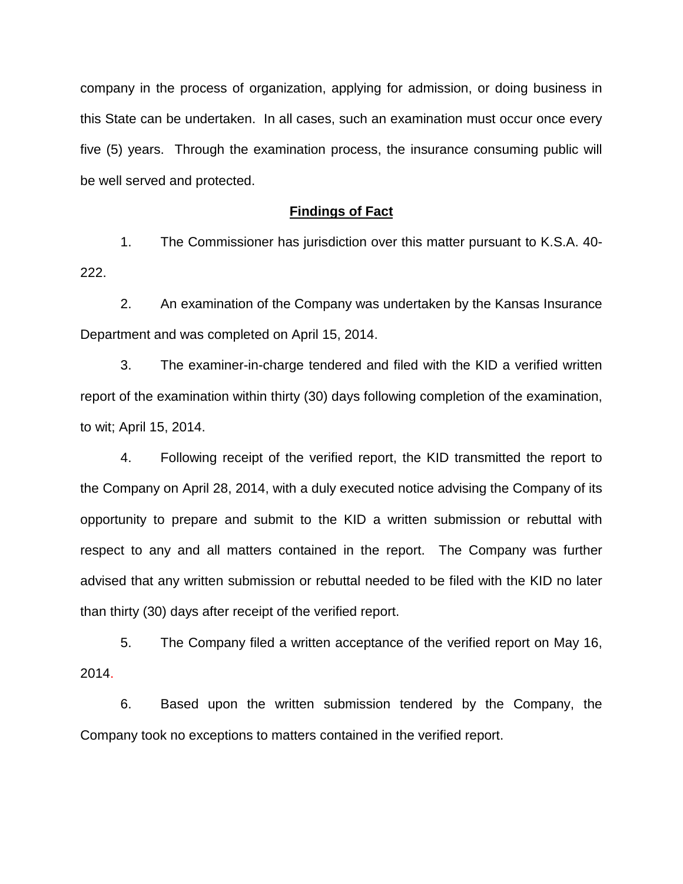company in the process of organization, applying for admission, or doing business in this State can be undertaken. In all cases, such an examination must occur once every five (5) years. Through the examination process, the insurance consuming public will be well served and protected.

## **Findings of Fact**

1. The Commissioner has jurisdiction over this matter pursuant to K.S.A. 40-222.

2. An examination of the Company was undertaken by the Kansas Insurance Department and was completed on April 15, 2014.

3. The examiner-in-charge tendered and filed with the KID a verified written report of the examination within thirty (30) days following completion of the examination, to wit; April 15, 2014.

4. Following receipt of the verified report, the KID transmitted the report to the Company on April 28, 2014, with a duly executed notice advising the Company of its opportunity to prepare and submit to the KID a written submission or rebuttal with respect to any and all matters contained in the report. The Company was further advised that any written submission or rebuttal needed to be filed with the KID no later than thirty (30) days after receipt of the verified report.

5. The Company filed a written acceptance of the verified report on May 16, 2014.

6. Based upon the written submission tendered by the Company, the Company took no exceptions to matters contained in the verified report.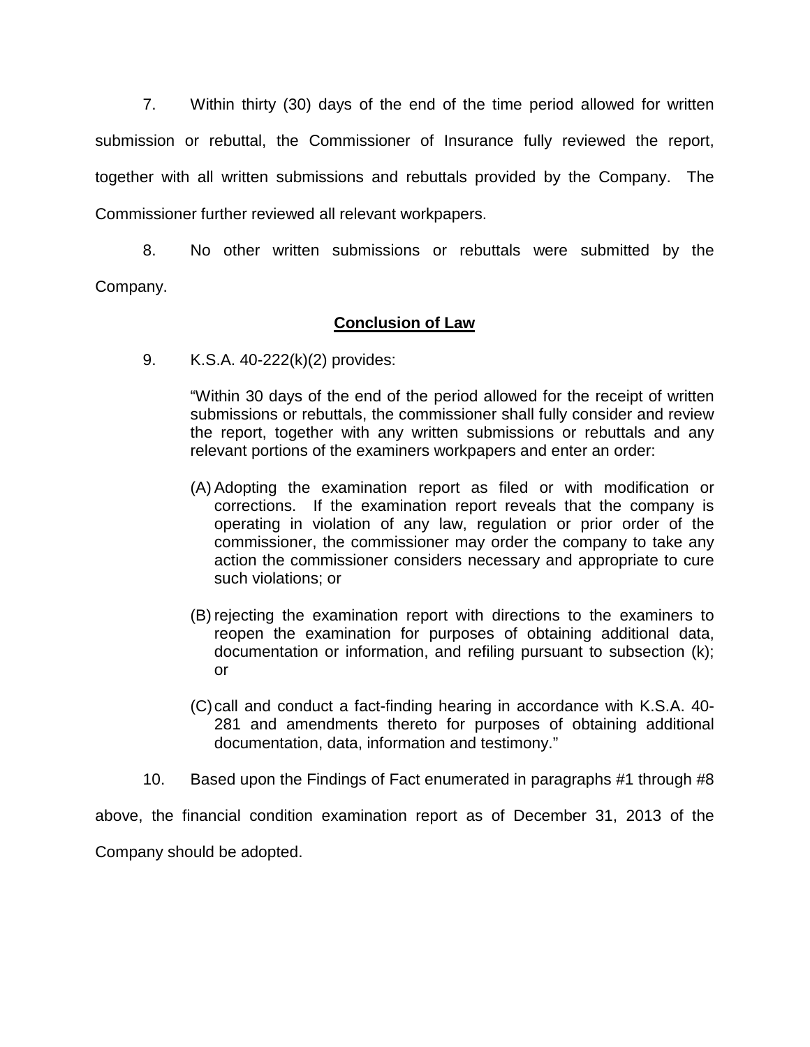7. Within thirty (30) days of the end of the time period allowed for written submission or rebuttal, the Commissioner of Insurance fully reviewed the report, together with all written submissions and rebuttals provided by the Company. The Commissioner further reviewed all relevant workpapers.

8. No other written submissions or rebuttals were submitted by the Company.

## **Conclusion of Law**

9. K.S.A. 40-222(k)(2) provides:

> "Within 30 days of the end of the period allowed for the receipt of written submissions or rebuttals, the commissioner shall fully consider and review the report, together with any written submissions or rebuttals and any relevant portions of the examiners workpapers and enter an order:
>
> (A) Adopting the examination report as filed or with modification or corrections. If the examination report reveals that the company is operating in violation of any law, regulation or prior order of the commissioner, the commissioner may order the company to take any action the commissioner considers necessary and appropriate to cure such violations; or
>
> (B) rejecting the examination report with directions to the examiners to reopen the examination for purposes of obtaining additional data, documentation or information, and refiling pursuant to subsection (k); or
>
> (C) call and conduct a fact-finding hearing in accordance with K.S.A. 40-281 and amendments thereto for purposes of obtaining additional documentation, data, information and testimony."

10. Based upon the Findings of Fact enumerated in paragraphs #1 through #8 above, the financial condition examination report as of December 31, 2013 of the Company should be adopted.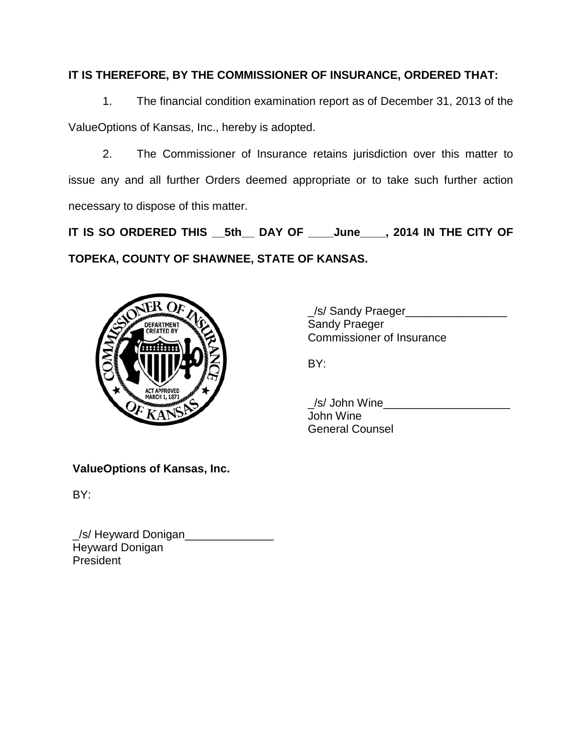**IT IS THEREFORE, BY THE COMMISSIONER OF INSURANCE, ORDERED THAT:**

1. The financial condition examination report as of December 31, 2013 of the ValueOptions of Kansas, Inc., hereby is adopted.

2. The Commissioner of Insurance retains jurisdiction over this matter to issue any and all further Orders deemed appropriate or to take such further action necessary to dispose of this matter.

**IT IS SO ORDERED THIS __5th__ DAY OF ____June____, 2014 IN THE CITY OF TOPEKA, COUNTY OF SHAWNEE, STATE OF KANSAS.**

_/s/ Sandy Praeger________________
Sandy Praeger
Commissioner of Insurance

BY:

_/s/ John Wine____________________
John Wine
General Counsel

**ValueOptions of Kansas, Inc.**

BY:

_/s/ Heyward Donigan______________
Heyward Donigan
President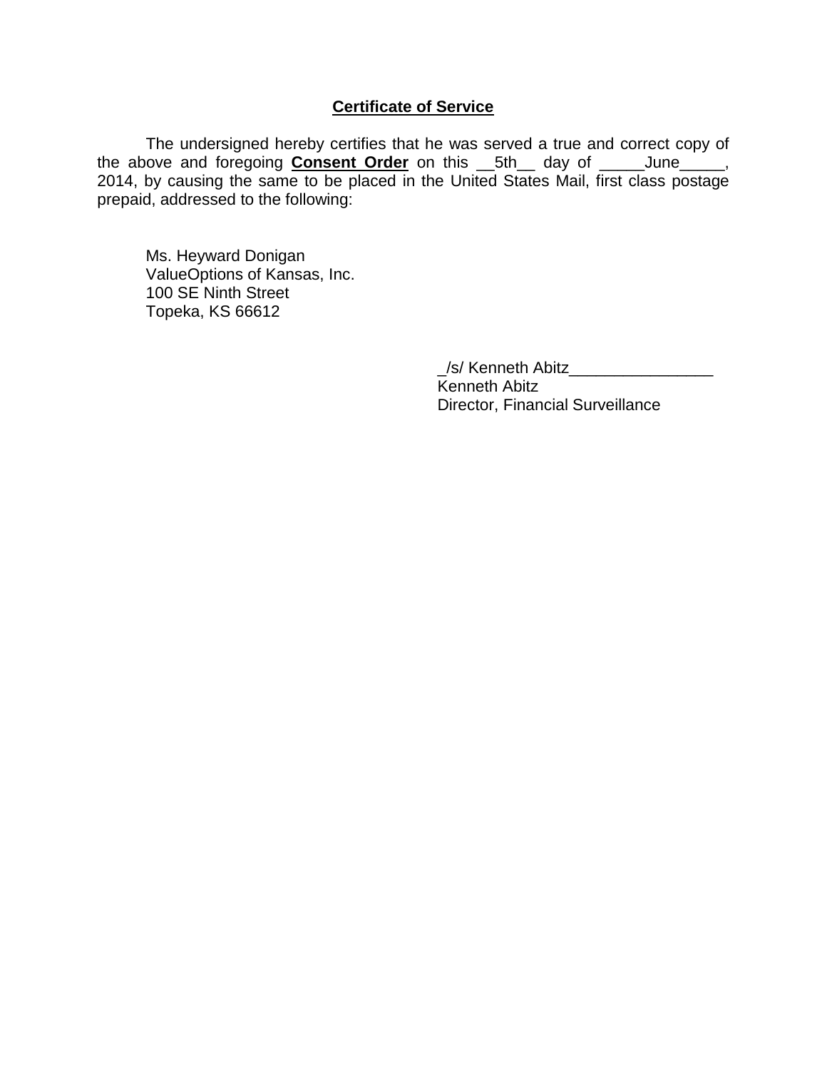**Certificate of Service**

The undersigned hereby certifies that he was served a true and correct copy of the above and foregoing **Consent Order** on this __5th__ day of _____June_____, 2014, by causing the same to be placed in the United States Mail, first class postage prepaid, addressed to the following:

Ms. Heyward Donigan
ValueOptions of Kansas, Inc.
100 SE Ninth Street
Topeka, KS 66612

_/s/ Kenneth Abitz________________
Kenneth Abitz
Director, Financial Surveillance